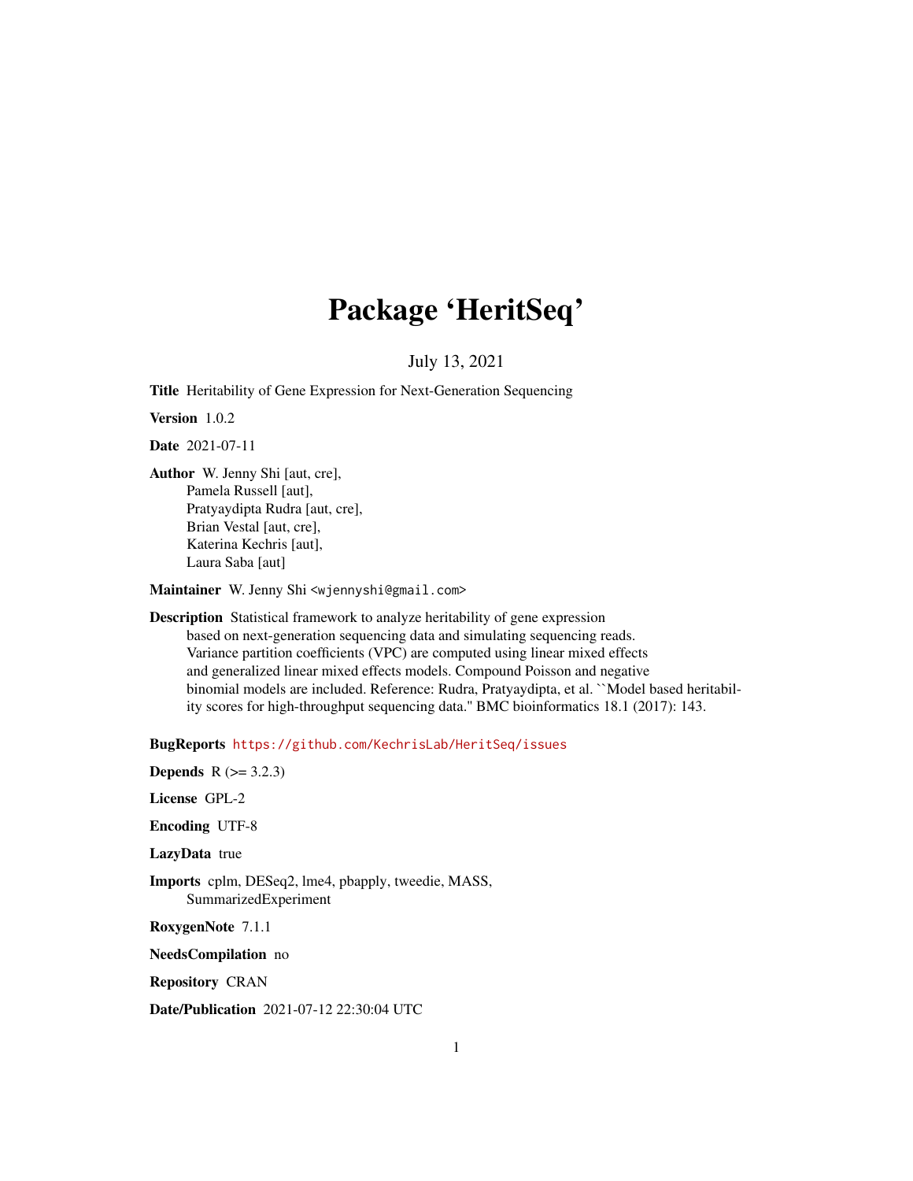# Package 'HeritSeq'

July 13, 2021

**Title** Heritability of Gene Expression for Next-Generation Sequencing

**Version** 1.0.2

**Date** 2021-07-11

**Author** W. Jenny Shi [aut, cre],
Pamela Russell [aut],
Pratyaydipta Rudra [aut, cre],
Brian Vestal [aut, cre],
Katerina Kechris [aut],
Laura Saba [aut]

**Maintainer** W. Jenny Shi <wjennyshi@gmail.com>

**Description** Statistical framework to analyze heritability of gene expression based on next-generation sequencing data and simulating sequencing reads. Variance partition coefficients (VPC) are computed using linear mixed effects and generalized linear mixed effects models. Compound Poisson and negative binomial models are included. Reference: Rudra, Pratyaydipta, et al. ``Model based heritability scores for high-throughput sequencing data.'' BMC bioinformatics 18.1 (2017): 143.

**BugReports** https://github.com/KechrisLab/HeritSeq/issues

**Depends** R (>= 3.2.3)

**License** GPL-2

**Encoding** UTF-8

**LazyData** true

**Imports** cplm, DESeq2, lme4, pbapply, tweedie, MASS, SummarizedExperiment

**RoxygenNote** 7.1.1

**NeedsCompilation** no

**Repository** CRAN

**Date/Publication** 2021-07-12 22:30:04 UTC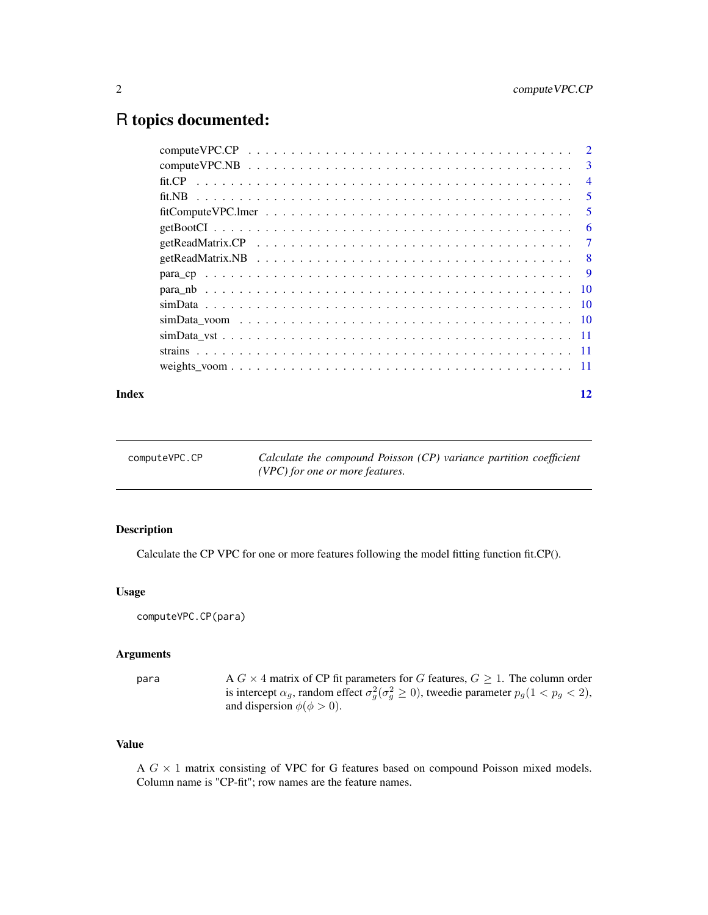# R topics documented:

- computeVPC.CP . . . . . . . . . . . . . . . . . . . . . . . . . . . . . . . . . . . . . . 2
- computeVPC.NB . . . . . . . . . . . . . . . . . . . . . . . . . . . . . . . . . . . . . . 3
- fit.CP . . . . . . . . . . . . . . . . . . . . . . . . . . . . . . . . . . . . . . . . . . . 4
- fit.NB . . . . . . . . . . . . . . . . . . . . . . . . . . . . . . . . . . . . . . . . . . . 5
- fitComputeVPC.lmer . . . . . . . . . . . . . . . . . . . . . . . . . . . . . . . . . . . 5
- getBootCI . . . . . . . . . . . . . . . . . . . . . . . . . . . . . . . . . . . . . . . . . 6
- getReadMatrix.CP . . . . . . . . . . . . . . . . . . . . . . . . . . . . . . . . . . . . 7
- getReadMatrix.NB . . . . . . . . . . . . . . . . . . . . . . . . . . . . . . . . . . . . 8
- para_cp . . . . . . . . . . . . . . . . . . . . . . . . . . . . . . . . . . . . . . . . . . 9
- para_nb . . . . . . . . . . . . . . . . . . . . . . . . . . . . . . . . . . . . . . . . . . 10
- simData . . . . . . . . . . . . . . . . . . . . . . . . . . . . . . . . . . . . . . . . . . 10
- simData_voom . . . . . . . . . . . . . . . . . . . . . . . . . . . . . . . . . . . . . . 10
- simData_vst . . . . . . . . . . . . . . . . . . . . . . . . . . . . . . . . . . . . . . . 11
- strains . . . . . . . . . . . . . . . . . . . . . . . . . . . . . . . . . . . . . . . . . . 11
- weights_voom . . . . . . . . . . . . . . . . . . . . . . . . . . . . . . . . . . . . . . 11

**Index** 12

---

`computeVPC.CP` *Calculate the compound Poisson (CP) variance partition coefficient (VPC) for one or more features.*

---

### Description

Calculate the CP VPC for one or more features following the model fitting function fit.CP().

### Usage

```
computeVPC.CP(para)
```

### Arguments

`para` A $G \times 4$ matrix of CP fit parameters for $G$ features, $G \geq 1$. The column order is intercept $\alpha_g$, random effect $\sigma_g^2 (\sigma_g^2 \geq 0)$, tweedie parameter $p_g (1 < p_g < 2)$, and dispersion $\phi (\phi > 0)$.

### Value

A $G \times 1$ matrix consisting of VPC for G features based on compound Poisson mixed models. Column name is "CP-fit"; row names are the feature names.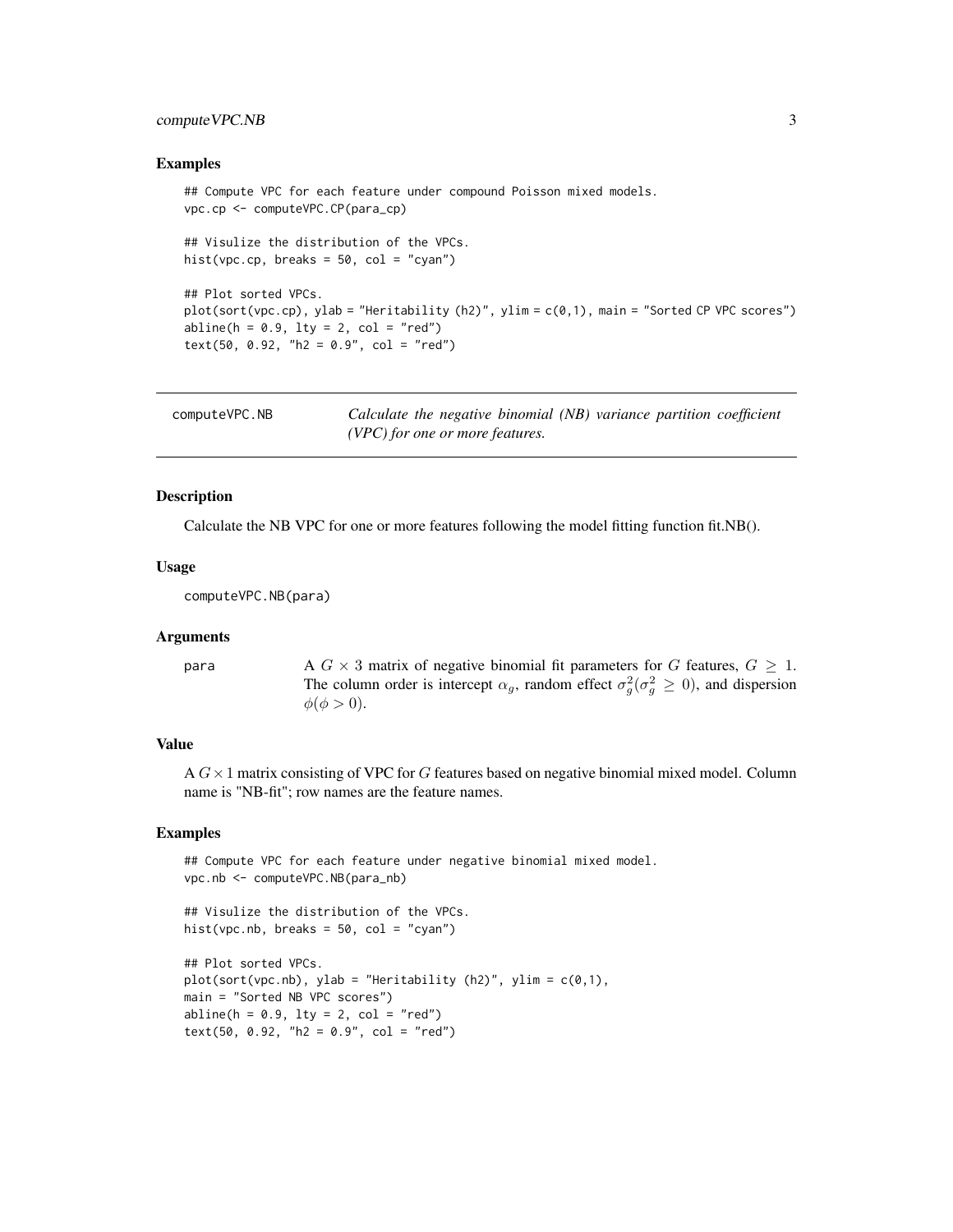### Examples

```
## Compute VPC for each feature under compound Poisson mixed models.
vpc.cp <- computeVPC.CP(para_cp)

## Visulize the distribution of the VPCs.
hist(vpc.cp, breaks = 50, col = "cyan")

## Plot sorted VPCs.
plot(sort(vpc.cp), ylab = "Heritability (h2)", ylim = c(0,1), main = "Sorted CP VPC scores")
abline(h = 0.9, lty = 2, col = "red")
text(50, 0.92, "h2 = 0.9", col = "red")
```

---

## computeVPC.NB

*Calculate the negative binomial (NB) variance partition coefficient (VPC) for one or more features.*

---

### Description

Calculate the NB VPC for one or more features following the model fitting function fit.NB().

### Usage

```
computeVPC.NB(para)
```

### Arguments

para — A $G \times 3$ matrix of negative binomial fit parameters for $G$ features, $G \geq 1$. The column order is intercept $\alpha_g$, random effect $\sigma_g^2 (\sigma_g^2 \geq 0)$, and dispersion $\phi(\phi > 0)$.

### Value

A $G \times 1$ matrix consisting of VPC for $G$ features based on negative binomial mixed model. Column name is "NB-fit"; row names are the feature names.

### Examples

```
## Compute VPC for each feature under negative binomial mixed model.
vpc.nb <- computeVPC.NB(para_nb)

## Visulize the distribution of the VPCs.
hist(vpc.nb, breaks = 50, col = "cyan")

## Plot sorted VPCs.
plot(sort(vpc.nb), ylab = "Heritability (h2)", ylim = c(0,1),
main = "Sorted NB VPC scores")
abline(h = 0.9, lty = 2, col = "red")
text(50, 0.92, "h2 = 0.9", col = "red")
```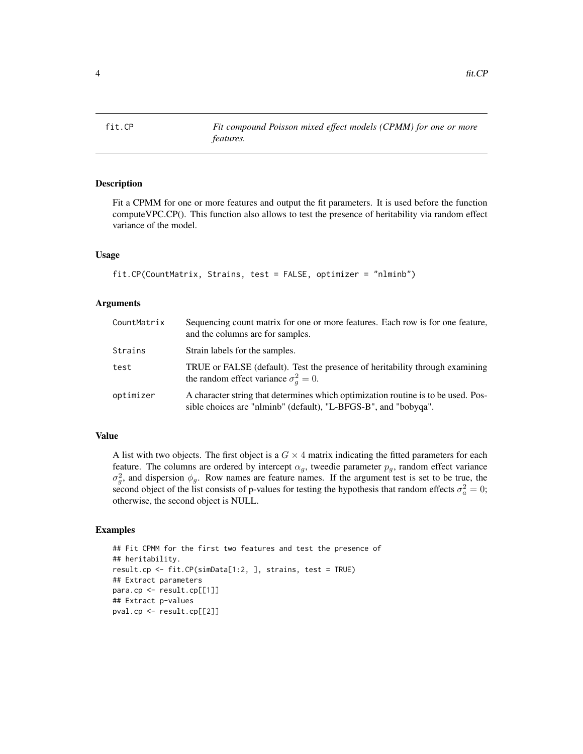# fit.CP

*Fit compound Poisson mixed effect models (CPMM) for one or more features.*

## Description

Fit a CPMM for one or more features and output the fit parameters. It is used before the function computeVPC.CP(). This function also allows to test the presence of heritability via random effect variance of the model.

## Usage

```
fit.CP(CountMatrix, Strains, test = FALSE, optimizer = "nlminb")
```

## Arguments

| | |
|---|---|
| CountMatrix | Sequencing count matrix for one or more features. Each row is for one feature, and the columns are for samples. |
| Strains | Strain labels for the samples. |
| test | TRUE or FALSE (default). Test the presence of heritability through examining the random effect variance $\sigma_g^2 = 0$. |
| optimizer | A character string that determines which optimization routine is to be used. Possible choices are "nlminb" (default), "L-BFGS-B", and "bobyqa". |

## Value

A list with two objects. The first object is a $G \times 4$ matrix indicating the fitted parameters for each feature. The columns are ordered by intercept $\alpha_g$, tweedie parameter $p_g$, random effect variance $\sigma_g^2$, and dispersion $\phi_g$. Row names are feature names. If the argument test is set to be true, the second object of the list consists of p-values for testing the hypothesis that random effects $\sigma_a^2 = 0$; otherwise, the second object is NULL.

## Examples

```
## Fit CPMM for the first two features and test the presence of
## heritability.
result.cp <- fit.CP(simData[1:2, ], strains, test = TRUE)
## Extract parameters
para.cp <- result.cp[[1]]
## Extract p-values
pval.cp <- result.cp[[2]]
```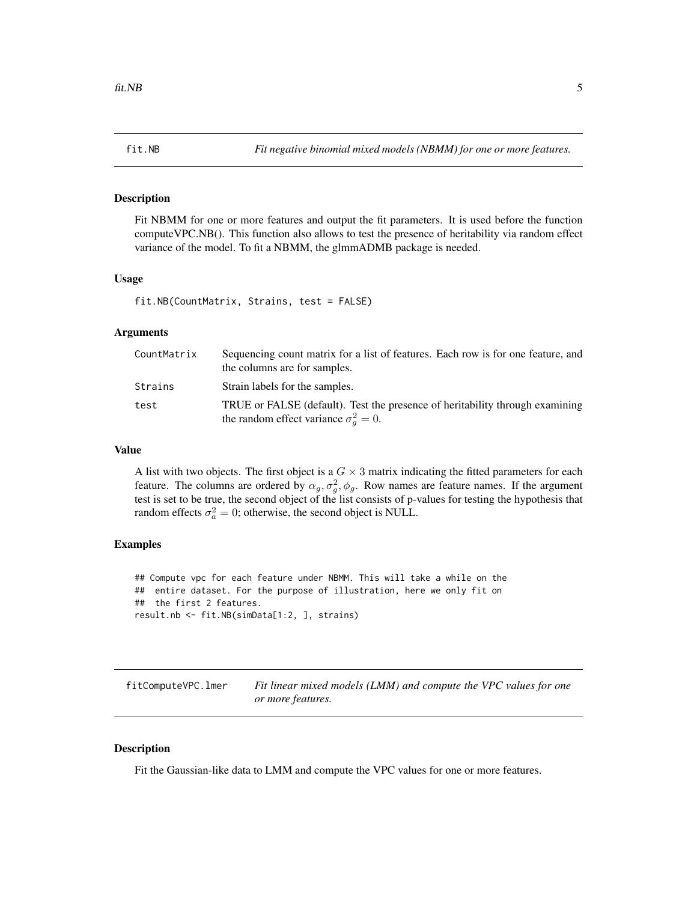## fit.NB

*Fit negative binomial mixed models (NBMM) for one or more features.*

### Description

Fit NBMM for one or more features and output the fit parameters. It is used before the function computeVPC.NB(). This function also allows to test the presence of heritability via random effect variance of the model. To fit a NBMM, the glmmADMB package is needed.

### Usage

```
fit.NB(CountMatrix, Strains, test = FALSE)
```

### Arguments

| | |
|---|---|
| CountMatrix | Sequencing count matrix for a list of features. Each row is for one feature, and the columns are for samples. |
| Strains | Strain labels for the samples. |
| test | TRUE or FALSE (default). Test the presence of heritability through examining the random effect variance $\sigma_g^2 = 0$. |

### Value

A list with two objects. The first object is a $G \times 3$ matrix indicating the fitted parameters for each feature. The columns are ordered by $\alpha_g, \sigma_g^2, \phi_g$. Row names are feature names. If the argument test is set to be true, the second object of the list consists of p-values for testing the hypothesis that random effects $\sigma_a^2 = 0$; otherwise, the second object is NULL.

### Examples

```
## Compute vpc for each feature under NBMM. This will take a while on the
##  entire dataset. For the purpose of illustration, here we only fit on
##  the first 2 features.
result.nb <- fit.NB(simData[1:2, ], strains)
```

## fitComputeVPC.lmer

*Fit linear mixed models (LMM) and compute the VPC values for one or more features.*

### Description

Fit the Gaussian-like data to LMM and compute the VPC values for one or more features.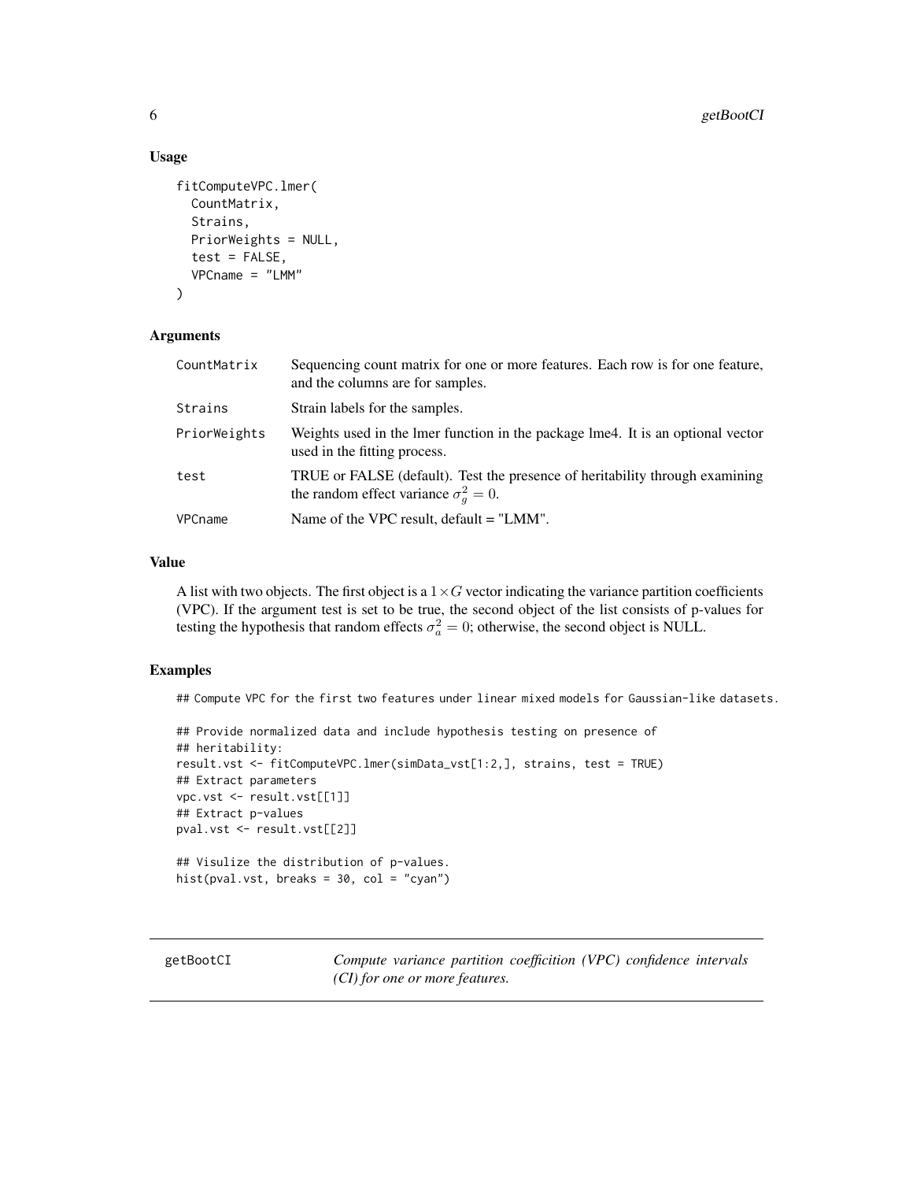### Usage

```
fitComputeVPC.lmer(
  CountMatrix,
  Strains,
  PriorWeights = NULL,
  test = FALSE,
  VPCname = "LMM"
)
```

### Arguments

| | |
|---|---|
| CountMatrix | Sequencing count matrix for one or more features. Each row is for one feature, and the columns are for samples. |
| Strains | Strain labels for the samples. |
| PriorWeights | Weights used in the lmer function in the package lme4. It is an optional vector used in the fitting process. |
| test | TRUE or FALSE (default). Test the presence of heritability through examining the random effect variance $\sigma_g^2 = 0$. |
| VPCname | Name of the VPC result, default = "LMM". |

### Value

A list with two objects. The first object is a $1 \times G$ vector indicating the variance partition coefficients (VPC). If the argument test is set to be true, the second object of the list consists of p-values for testing the hypothesis that random effects $\sigma_a^2 = 0$; otherwise, the second object is NULL.

### Examples

```
## Compute VPC for the first two features under linear mixed models for Gaussian-like datasets.

## Provide normalized data and include hypothesis testing on presence of
## heritability:
result.vst <- fitComputeVPC.lmer(simData_vst[1:2,], strains, test = TRUE)
## Extract parameters
vpc.vst <- result.vst[[1]]
## Extract p-values
pval.vst <- result.vst[[2]]

## Visulize the distribution of p-values.
hist(pval.vst, breaks = 30, col = "cyan")
```

---

## getBootCI — *Compute variance partition coefficition (VPC) confidence intervals (CI) for one or more features.*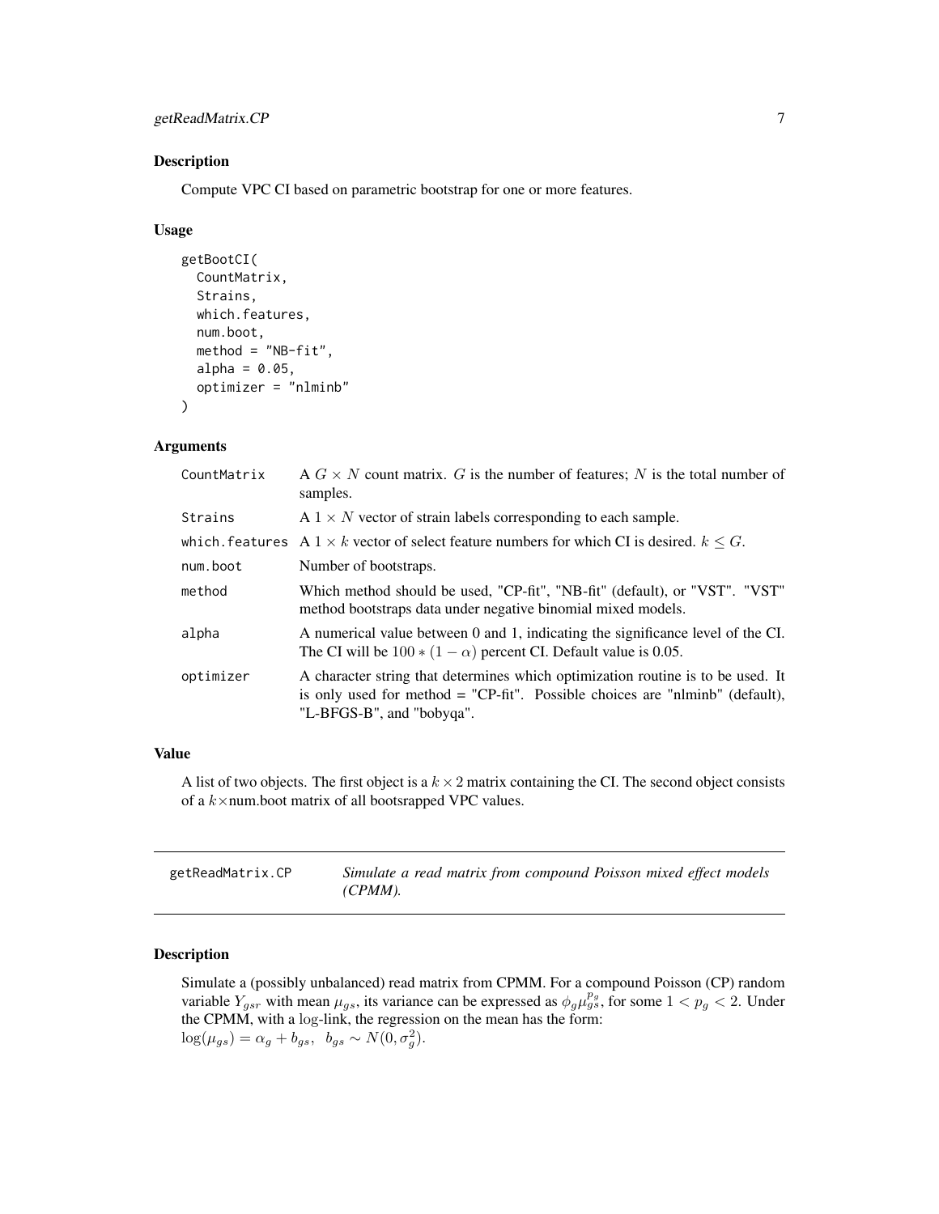### Description

Compute VPC CI based on parametric bootstrap for one or more features.

### Usage

```
getBootCI(
  CountMatrix,
  Strains,
  which.features,
  num.boot,
  method = "NB-fit",
  alpha = 0.05,
  optimizer = "nlminb"
)
```

### Arguments

| | |
|---|---|
| CountMatrix | A $G \times N$ count matrix. $G$ is the number of features; $N$ is the total number of samples. |
| Strains | A $1 \times N$ vector of strain labels corresponding to each sample. |
| which.features | A $1 \times k$ vector of select feature numbers for which CI is desired. $k \leq G$. |
| num.boot | Number of bootstraps. |
| method | Which method should be used, "CP-fit", "NB-fit" (default), or "VST". "VST" method bootstraps data under negative binomial mixed models. |
| alpha | A numerical value between 0 and 1, indicating the significance level of the CI. The CI will be $100 * (1 - \alpha)$ percent CI. Default value is 0.05. |
| optimizer | A character string that determines which optimization routine is to be used. It is only used for method = "CP-fit". Possible choices are "nlminb" (default), "L-BFGS-B", and "bobyqa". |

### Value

A list of two objects. The first object is a $k \times 2$ matrix containing the CI. The second object consists of a $k \times$num.boot matrix of all bootsrapped VPC values.

---

## getReadMatrix.CP — *Simulate a read matrix from compound Poisson mixed effect models (CPMM).*

---

### Description

Simulate a (possibly unbalanced) read matrix from CPMM. For a compound Poisson (CP) random variable $Y_{gsr}$ with mean $\mu_{gs}$, its variance can be expressed as $\phi_g \mu_{gs}^{p_g}$, for some $1 < p_g < 2$. Under the CPMM, with a log-link, the regression on the mean has the form:
$\log(\mu_{gs}) = \alpha_g + b_{gs}, \;\; b_{gs} \sim N(0, \sigma_g^2)$.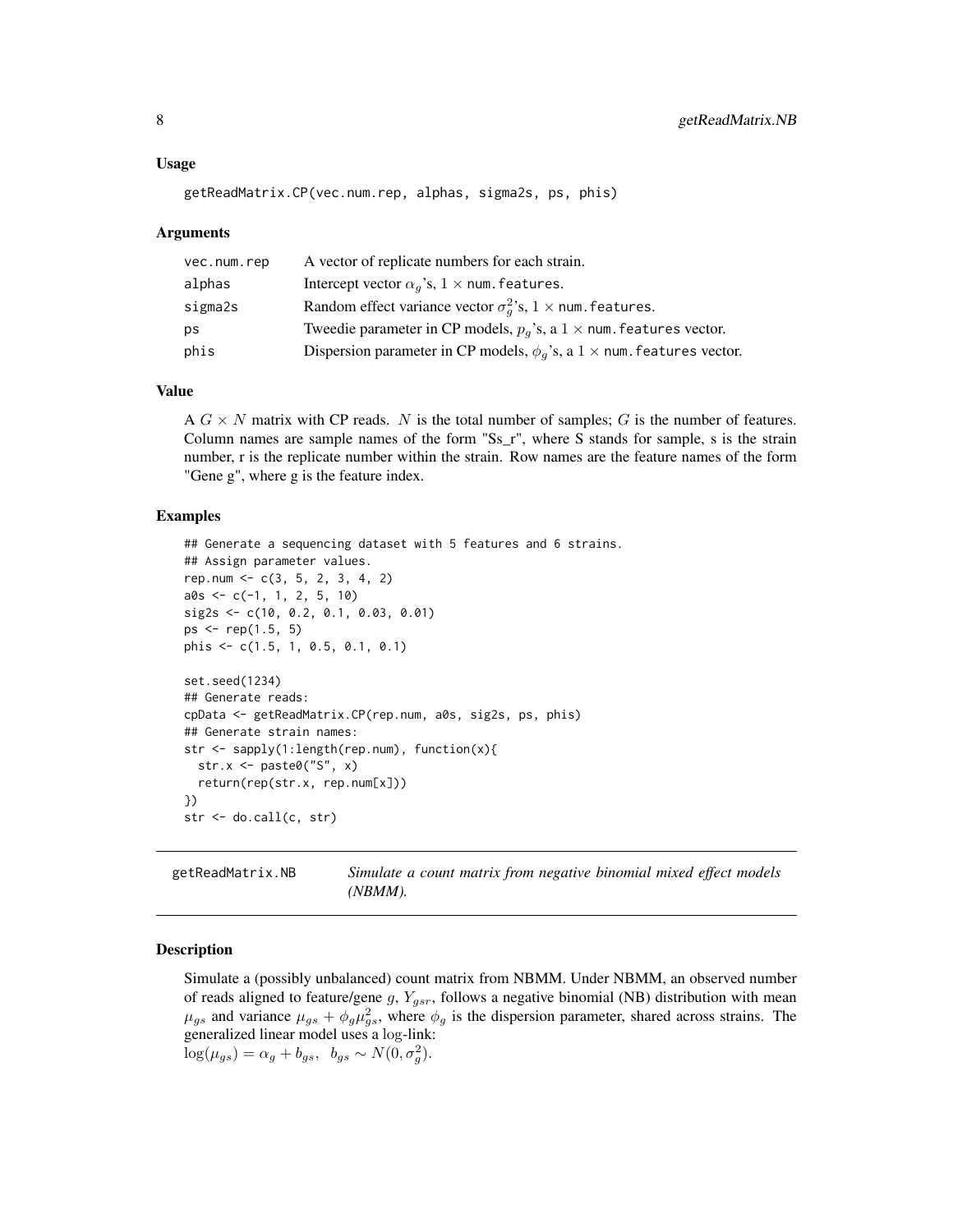## Usage

```
getReadMatrix.CP(vec.num.rep, alphas, sigma2s, ps, phis)
```

## Arguments

| | |
|---|---|
| vec.num.rep | A vector of replicate numbers for each strain. |
| alphas | Intercept vector $\alpha_g$'s, $1 \times$ num.features. |
| sigma2s | Random effect variance vector $\sigma_g^2$'s, $1 \times$ num.features. |
| ps | Tweedie parameter in CP models, $p_g$'s, a $1 \times$ num.features vector. |
| phis | Dispersion parameter in CP models, $\phi_g$'s, a $1 \times$ num.features vector. |

## Value

A $G \times N$ matrix with CP reads. $N$ is the total number of samples; $G$ is the number of features. Column names are sample names of the form "Ss_r", where S stands for sample, s is the strain number, r is the replicate number within the strain. Row names are the feature names of the form "Gene g", where g is the feature index.

## Examples

```
## Generate a sequencing dataset with 5 features and 6 strains.
## Assign parameter values.
rep.num <- c(3, 5, 2, 3, 4, 2)
a0s <- c(-1, 1, 2, 5, 10)
sig2s <- c(10, 0.2, 0.1, 0.03, 0.01)
ps <- rep(1.5, 5)
phis <- c(1.5, 1, 0.5, 0.1, 0.1)

set.seed(1234)
## Generate reads:
cpData <- getReadMatrix.CP(rep.num, a0s, sig2s, ps, phis)
## Generate strain names:
str <- sapply(1:length(rep.num), function(x){
  str.x <- paste0("S", x)
  return(rep(str.x, rep.num[x]))
})
str <- do.call(c, str)
```

---

# getReadMatrix.NB — *Simulate a count matrix from negative binomial mixed effect models (NBMM).*

## Description

Simulate a (possibly unbalanced) count matrix from NBMM. Under NBMM, an observed number of reads aligned to feature/gene $g$, $Y_{gsr}$, follows a negative binomial (NB) distribution with mean $\mu_{gs}$ and variance $\mu_{gs} + \phi_g \mu_{gs}^2$, where $\phi_g$ is the dispersion parameter, shared across strains. The generalized linear model uses a log-link:
$\log(\mu_{gs}) = \alpha_g + b_{gs}, \;\; b_{gs} \sim N(0, \sigma_g^2)$.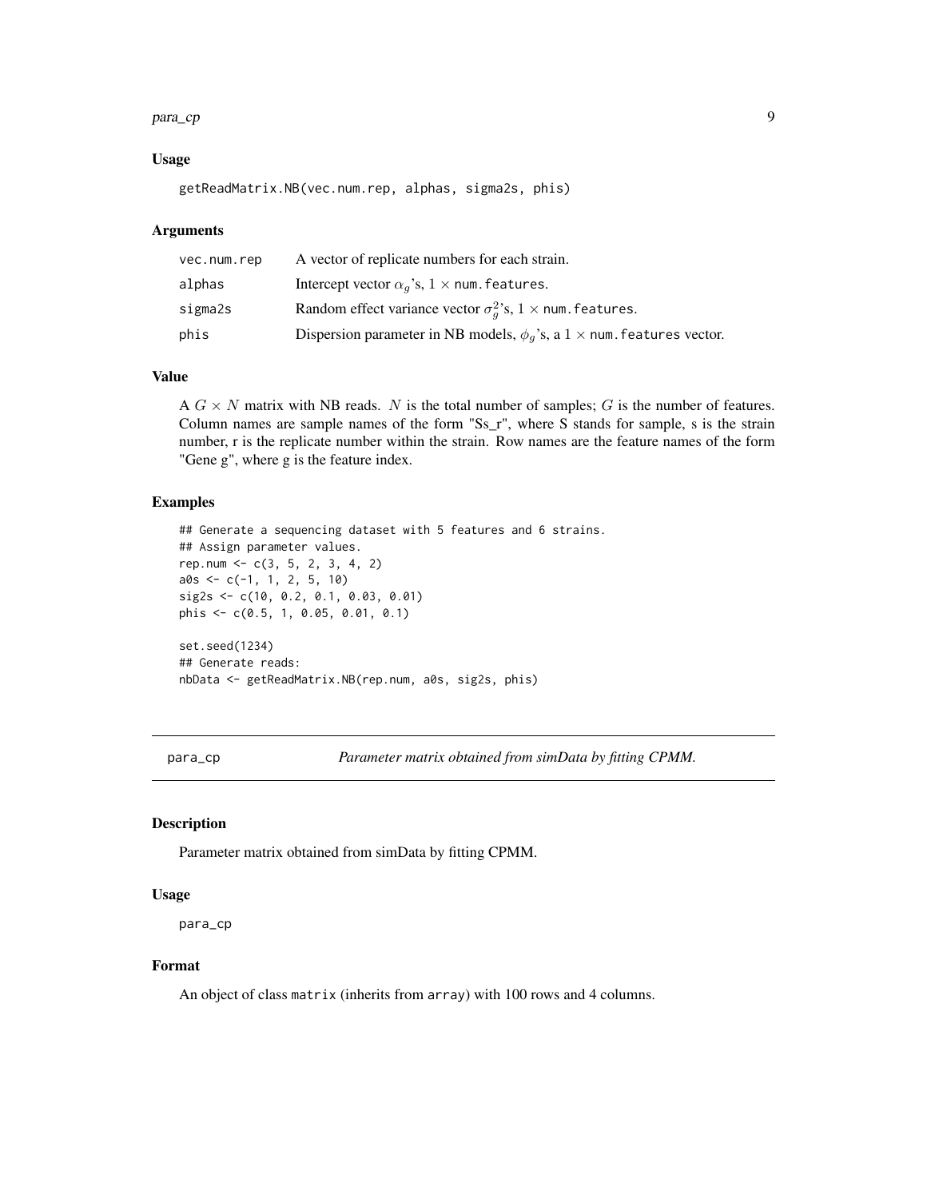### Usage

```
getReadMatrix.NB(vec.num.rep, alphas, sigma2s, phis)
```

### Arguments

| | |
|---|---|
| vec.num.rep | A vector of replicate numbers for each strain. |
| alphas | Intercept vector $\alpha_g$'s, $1 \times$ num.features. |
| sigma2s | Random effect variance vector $\sigma_g^2$'s, $1 \times$ num.features. |
| phis | Dispersion parameter in NB models, $\phi_g$'s, a $1 \times$ num.features vector. |

### Value

A $G \times N$ matrix with NB reads. $N$ is the total number of samples; $G$ is the number of features. Column names are sample names of the form "Ss_r", where S stands for sample, s is the strain number, r is the replicate number within the strain. Row names are the feature names of the form "Gene g", where g is the feature index.

### Examples

```
## Generate a sequencing dataset with 5 features and 6 strains.
## Assign parameter values.
rep.num <- c(3, 5, 2, 3, 4, 2)
a0s <- c(-1, 1, 2, 5, 10)
sig2s <- c(10, 0.2, 0.1, 0.03, 0.01)
phis <- c(0.5, 1, 0.05, 0.01, 0.1)

set.seed(1234)
## Generate reads:
nbData <- getReadMatrix.NB(rep.num, a0s, sig2s, phis)
```

---

## para_cp — *Parameter matrix obtained from simData by fitting CPMM.*

### Description

Parameter matrix obtained from simData by fitting CPMM.

### Usage

```
para_cp
```

### Format

An object of class matrix (inherits from array) with 100 rows and 4 columns.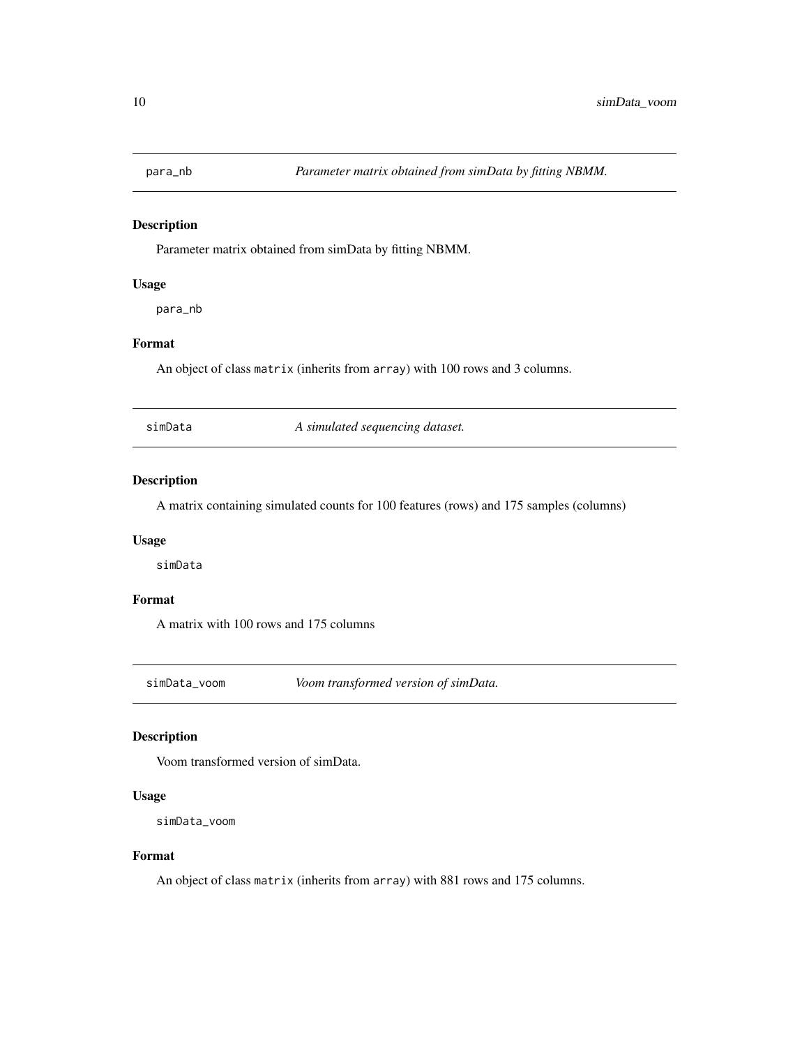## para_nb *Parameter matrix obtained from simData by fitting NBMM.*

### Description

Parameter matrix obtained from simData by fitting NBMM.

### Usage

```
para_nb
```

### Format

An object of class `matrix` (inherits from `array`) with 100 rows and 3 columns.

## simData *A simulated sequencing dataset.*

### Description

A matrix containing simulated counts for 100 features (rows) and 175 samples (columns)

### Usage

```
simData
```

### Format

A matrix with 100 rows and 175 columns

## simData_voom *Voom transformed version of simData.*

### Description

Voom transformed version of simData.

### Usage

```
simData_voom
```

### Format

An object of class `matrix` (inherits from `array`) with 881 rows and 175 columns.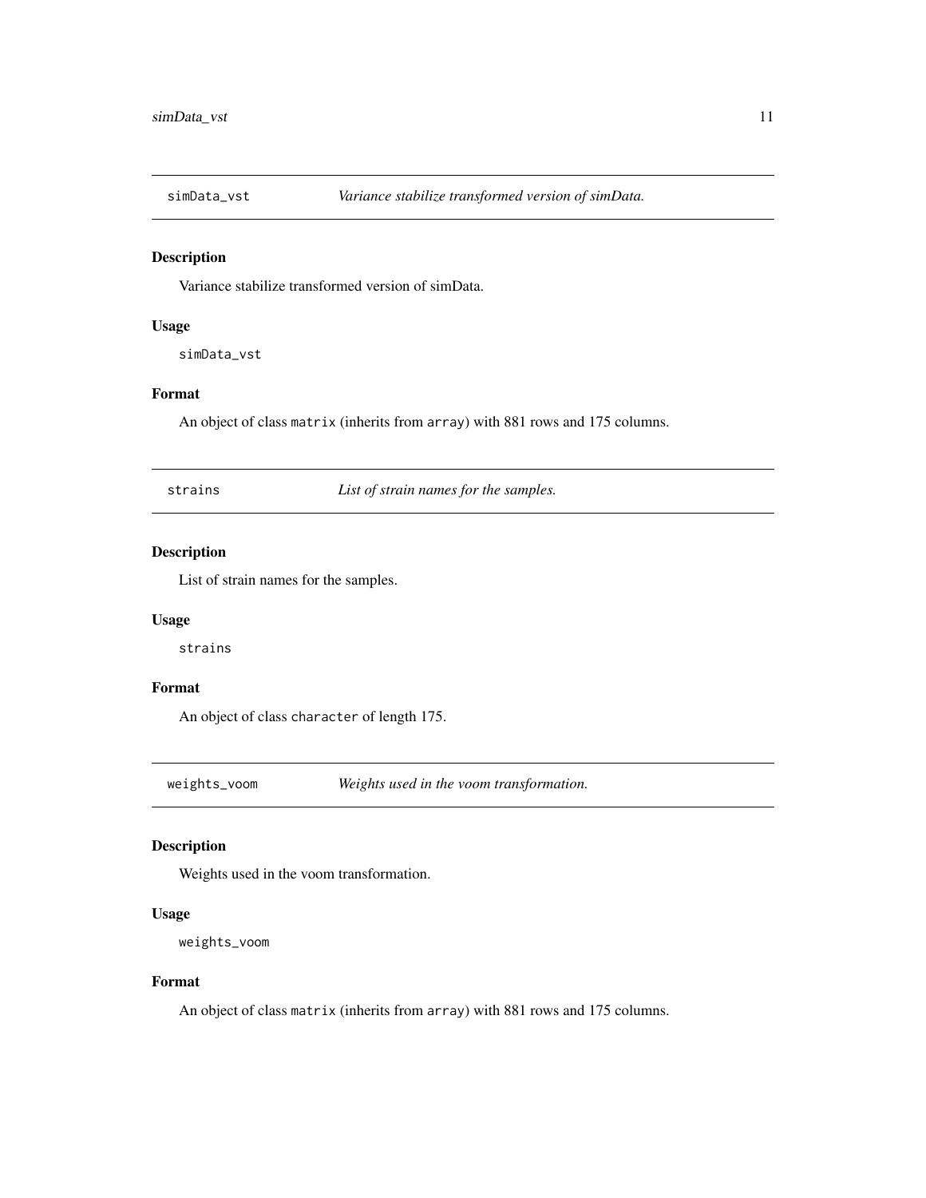## simData_vst — *Variance stabilize transformed version of simData.*

### Description

Variance stabilize transformed version of simData.

### Usage

```
simData_vst
```

### Format

An object of class `matrix` (inherits from `array`) with 881 rows and 175 columns.

## strains — *List of strain names for the samples.*

### Description

List of strain names for the samples.

### Usage

```
strains
```

### Format

An object of class `character` of length 175.

## weights_voom — *Weights used in the voom transformation.*

### Description

Weights used in the voom transformation.

### Usage

```
weights_voom
```

### Format

An object of class `matrix` (inherits from `array`) with 881 rows and 175 columns.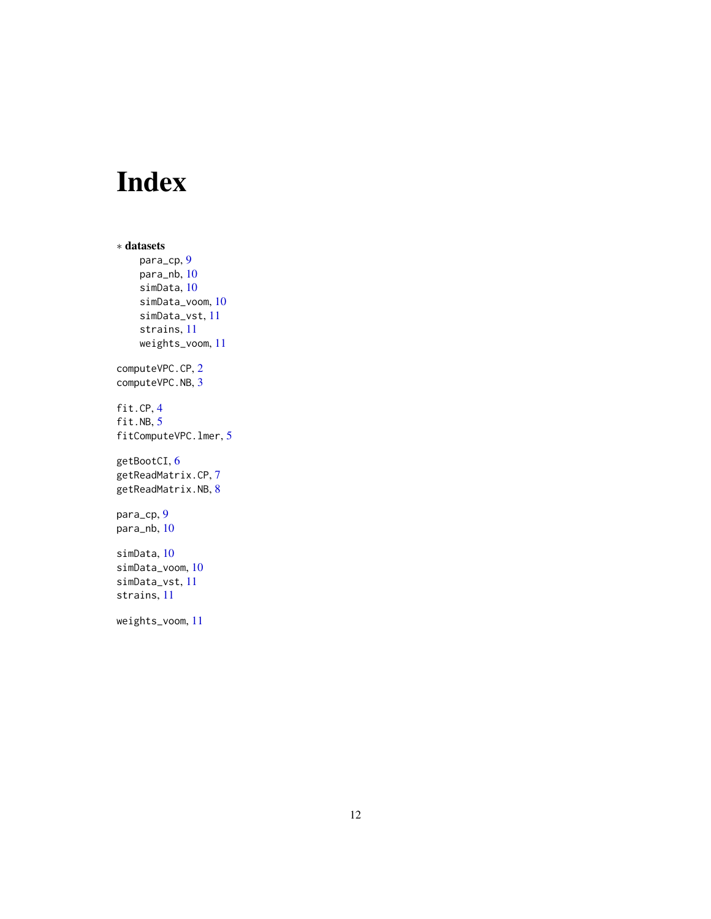# Index

∗ **datasets**
    para_cp, 9
    para_nb, 10
    simData, 10
    simData_voom, 10
    simData_vst, 11
    strains, 11
    weights_voom, 11

computeVPC.CP, 2
computeVPC.NB, 3

fit.CP, 4
fit.NB, 5
fitComputeVPC.lmer, 5

getBootCI, 6
getReadMatrix.CP, 7
getReadMatrix.NB, 8

para_cp, 9
para_nb, 10

simData, 10
simData_voom, 10
simData_vst, 11
strains, 11

weights_voom, 11